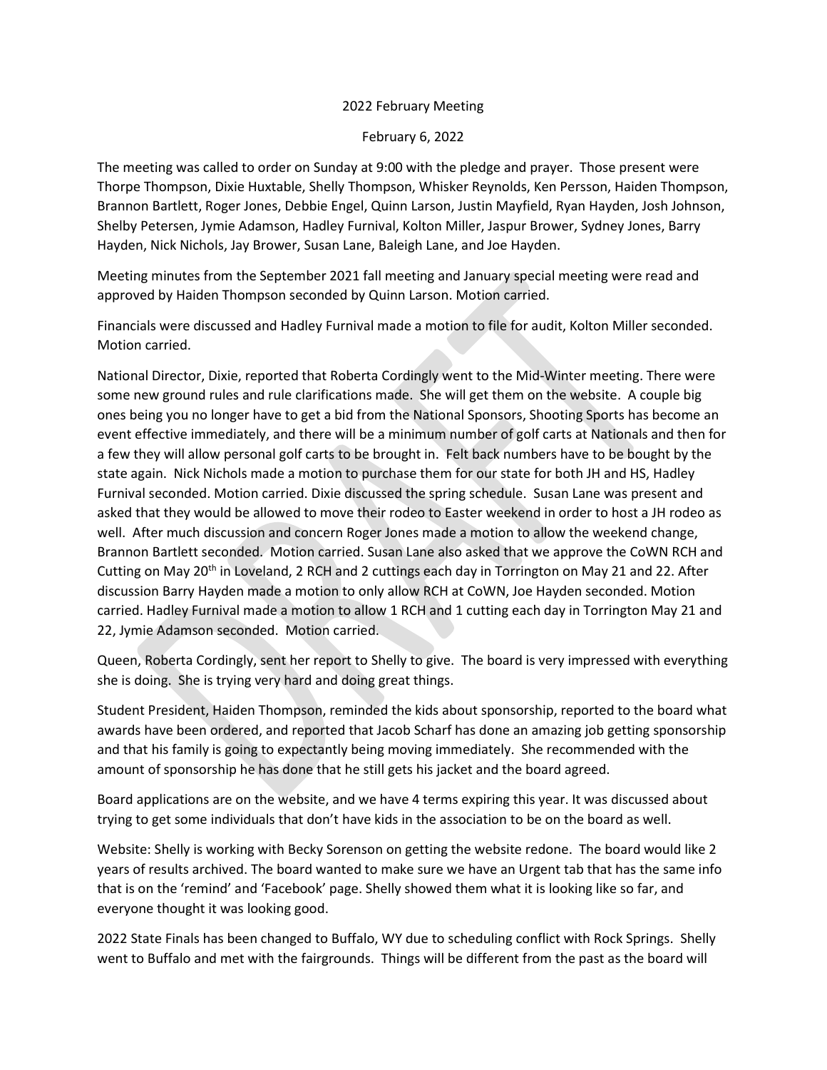2022 February Meeting

February 6, 2022

The meeting was called to order on Sunday at 9:00 with the pledge and prayer. Those present were Thorpe Thompson, Dixie Huxtable, Shelly Thompson, Whisker Reynolds, Ken Persson, Haiden Thompson, Brannon Bartlett, Roger Jones, Debbie Engel, Quinn Larson, Justin Mayfield, Ryan Hayden, Josh Johnson, Shelby Petersen, Jymie Adamson, Hadley Furnival, Kolton Miller, Jaspur Brower, Sydney Jones, Barry Hayden, Nick Nichols, Jay Brower, Susan Lane, Baleigh Lane, and Joe Hayden.

Meeting minutes from the September 2021 fall meeting and January special meeting were read and approved by Haiden Thompson seconded by Quinn Larson. Motion carried.

Financials were discussed and Hadley Furnival made a motion to file for audit, Kolton Miller seconded. Motion carried.

National Director, Dixie, reported that Roberta Cordingly went to the Mid-Winter meeting. There were some new ground rules and rule clarifications made. She will get them on the website. A couple big ones being you no longer have to get a bid from the National Sponsors, Shooting Sports has become an event effective immediately, and there will be a minimum number of golf carts at Nationals and then for a few they will allow personal golf carts to be brought in. Felt back numbers have to be bought by the state again. Nick Nichols made a motion to purchase them for our state for both JH and HS, Hadley Furnival seconded. Motion carried. Dixie discussed the spring schedule. Susan Lane was present and asked that they would be allowed to move their rodeo to Easter weekend in order to host a JH rodeo as well. After much discussion and concern Roger Jones made a motion to allow the weekend change, Brannon Bartlett seconded. Motion carried. Susan Lane also asked that we approve the CoWN RCH and Cutting on May 20th in Loveland, 2 RCH and 2 cuttings each day in Torrington on May 21 and 22. After discussion Barry Hayden made a motion to only allow RCH at CoWN, Joe Hayden seconded. Motion carried. Hadley Furnival made a motion to allow 1 RCH and 1 cutting each day in Torrington May 21 and 22, Jymie Adamson seconded. Motion carried.

Queen, Roberta Cordingly, sent her report to Shelly to give. The board is very impressed with everything she is doing. She is trying very hard and doing great things.

Student President, Haiden Thompson, reminded the kids about sponsorship, reported to the board what awards have been ordered, and reported that Jacob Scharf has done an amazing job getting sponsorship and that his family is going to expectantly being moving immediately. She recommended with the amount of sponsorship he has done that he still gets his jacket and the board agreed.

Board applications are on the website, and we have 4 terms expiring this year. It was discussed about trying to get some individuals that don't have kids in the association to be on the board as well.

Website: Shelly is working with Becky Sorenson on getting the website redone. The board would like 2 years of results archived. The board wanted to make sure we have an Urgent tab that has the same info that is on the 'remind' and 'Facebook' page. Shelly showed them what it is looking like so far, and everyone thought it was looking good.

2022 State Finals has been changed to Buffalo, WY due to scheduling conflict with Rock Springs. Shelly went to Buffalo and met with the fairgrounds. Things will be different from the past as the board will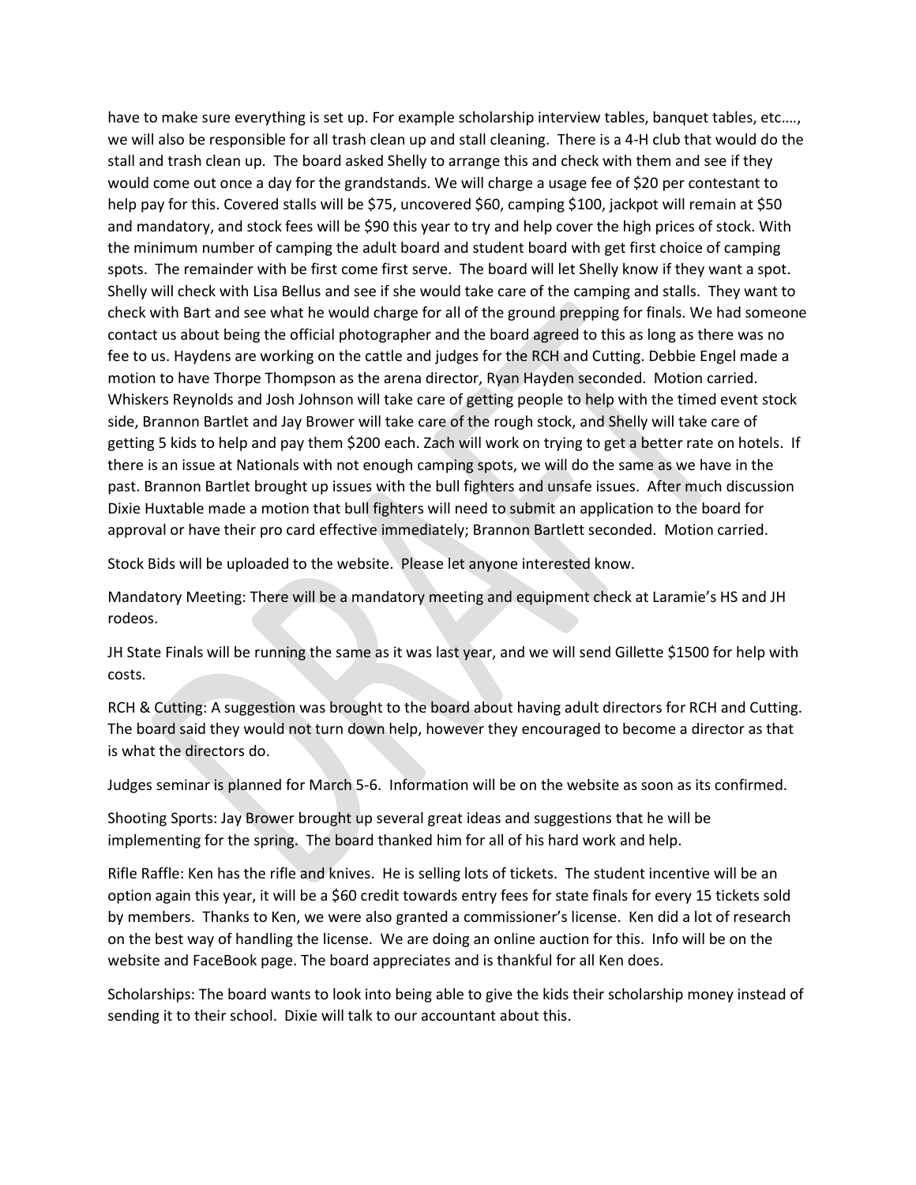have to make sure everything is set up. For example scholarship interview tables, banquet tables, etc.…, we will also be responsible for all trash clean up and stall cleaning. There is a 4-H club that would do the stall and trash clean up. The board asked Shelly to arrange this and check with them and see if they would come out once a day for the grandstands. We will charge a usage fee of $20 per contestant to help pay for this. Covered stalls will be $75, uncovered $60, camping $100, jackpot will remain at $50 and mandatory, and stock fees will be $90 this year to try and help cover the high prices of stock. With the minimum number of camping the adult board and student board with get first choice of camping spots. The remainder with be first come first serve. The board will let Shelly know if they want a spot. Shelly will check with Lisa Bellus and see if she would take care of the camping and stalls. They want to check with Bart and see what he would charge for all of the ground prepping for finals. We had someone contact us about being the official photographer and the board agreed to this as long as there was no fee to us. Haydens are working on the cattle and judges for the RCH and Cutting. Debbie Engel made a motion to have Thorpe Thompson as the arena director, Ryan Hayden seconded. Motion carried. Whiskers Reynolds and Josh Johnson will take care of getting people to help with the timed event stock side, Brannon Bartlet and Jay Brower will take care of the rough stock, and Shelly will take care of getting 5 kids to help and pay them $200 each. Zach will work on trying to get a better rate on hotels. If there is an issue at Nationals with not enough camping spots, we will do the same as we have in the past. Brannon Bartlet brought up issues with the bull fighters and unsafe issues. After much discussion Dixie Huxtable made a motion that bull fighters will need to submit an application to the board for approval or have their pro card effective immediately; Brannon Bartlett seconded. Motion carried.

Stock Bids will be uploaded to the website. Please let anyone interested know.

Mandatory Meeting: There will be a mandatory meeting and equipment check at Laramie's HS and JH rodeos.

JH State Finals will be running the same as it was last year, and we will send Gillette $1500 for help with costs.

RCH & Cutting: A suggestion was brought to the board about having adult directors for RCH and Cutting. The board said they would not turn down help, however they encouraged to become a director as that is what the directors do.

Judges seminar is planned for March 5-6. Information will be on the website as soon as its confirmed.

Shooting Sports: Jay Brower brought up several great ideas and suggestions that he will be implementing for the spring. The board thanked him for all of his hard work and help.

Rifle Raffle: Ken has the rifle and knives. He is selling lots of tickets. The student incentive will be an option again this year, it will be a $60 credit towards entry fees for state finals for every 15 tickets sold by members. Thanks to Ken, we were also granted a commissioner's license. Ken did a lot of research on the best way of handling the license. We are doing an online auction for this. Info will be on the website and FaceBook page. The board appreciates and is thankful for all Ken does.

Scholarships: The board wants to look into being able to give the kids their scholarship money instead of sending it to their school. Dixie will talk to our accountant about this.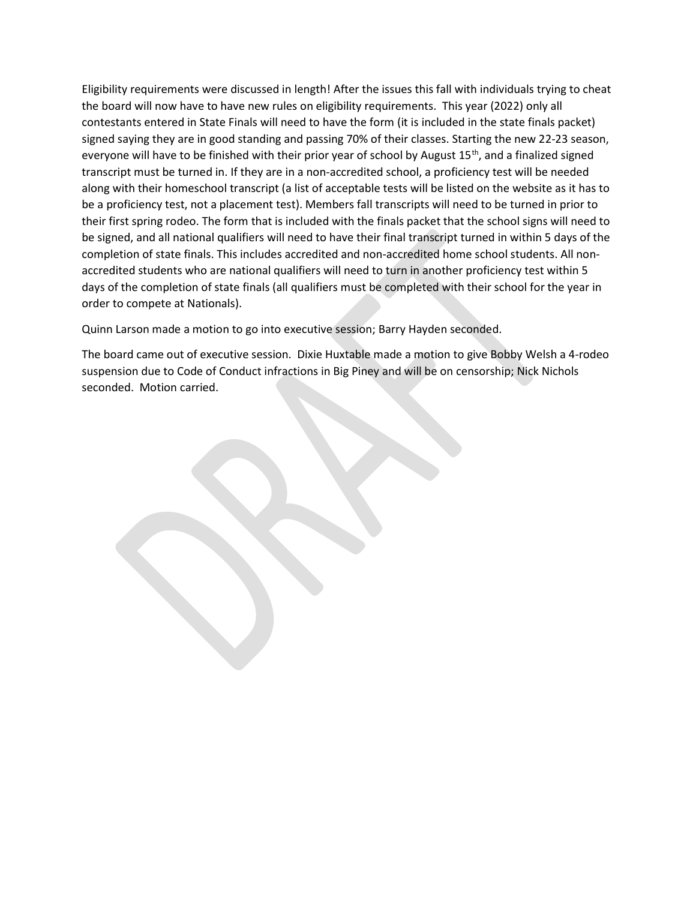Eligibility requirements were discussed in length! After the issues this fall with individuals trying to cheat the board will now have to have new rules on eligibility requirements. This year (2022) only all contestants entered in State Finals will need to have the form (it is included in the state finals packet) signed saying they are in good standing and passing 70% of their classes. Starting the new 22-23 season, everyone will have to be finished with their prior year of school by August 15th, and a finalized signed transcript must be turned in. If they are in a non-accredited school, a proficiency test will be needed along with their homeschool transcript (a list of acceptable tests will be listed on the website as it has to be a proficiency test, not a placement test). Members fall transcripts will need to be turned in prior to their first spring rodeo. The form that is included with the finals packet that the school signs will need to be signed, and all national qualifiers will need to have their final transcript turned in within 5 days of the completion of state finals. This includes accredited and non-accredited home school students. All non-accredited students who are national qualifiers will need to turn in another proficiency test within 5 days of the completion of state finals (all qualifiers must be completed with their school for the year in order to compete at Nationals).

Quinn Larson made a motion to go into executive session; Barry Hayden seconded.

The board came out of executive session. Dixie Huxtable made a motion to give Bobby Welsh a 4-rodeo suspension due to Code of Conduct infractions in Big Piney and will be on censorship; Nick Nichols seconded. Motion carried.